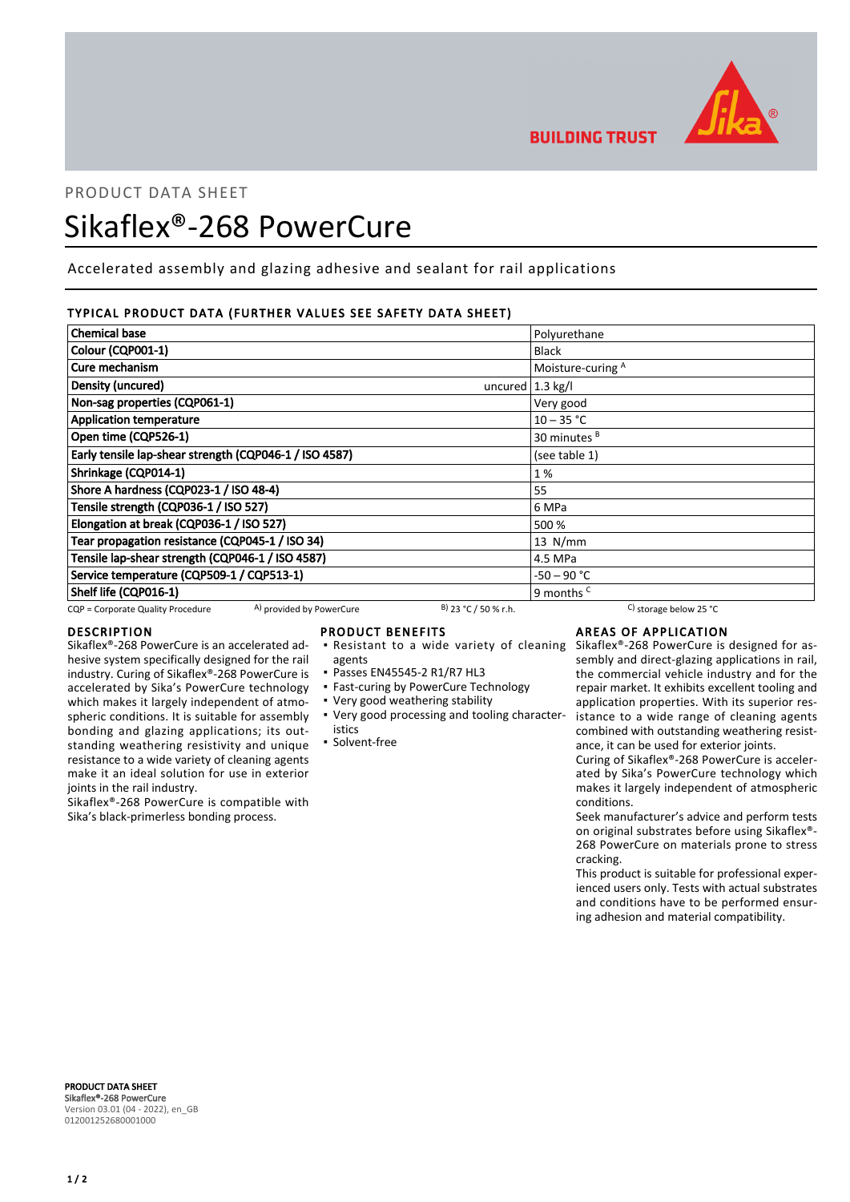PRODUCT DATA SHEET

# Sikaflex®-268 PowerCure

Accelerated assembly and glazing adhesive and sealant for rail applications

## TYPICAL PRODUCT DATA (FURTHER VALUES SEE SAFETY DATA SHEET)

| Property | | Value |
|---|---|---|
| Chemical base | | Polyurethane |
| Colour (CQP001-1) | | Black |
| Cure mechanism | | Moisture-curing [A] |
| Density (uncured) | uncured | 1.3 kg/l |
| Non-sag properties (CQP061-1) | | Very good |
| Application temperature | | 10 – 35 °C |
| Open time (CQP526-1) | | 30 minutes [B] |
| Early tensile lap-shear strength (CQP046-1 / ISO 4587) | | (see table 1) |
| Shrinkage (CQP014-1) | | 1 % |
| Shore A hardness (CQP023-1 / ISO 48-4) | | 55 |
| Tensile strength (CQP036-1 / ISO 527) | | 6 MPa |
| Elongation at break (CQP036-1 / ISO 527) | | 500 % |
| Tear propagation resistance (CQP045-1 / ISO 34) | | 13 N/mm |
| Tensile lap-shear strength (CQP046-1 / ISO 4587) | | 4.5 MPa |
| Service temperature (CQP509-1 / CQP513-1) | | -50 – 90 °C |
| Shelf life (CQP016-1) | | 9 months [C] |

CQP = Corporate Quality Procedure A) provided by PowerCure B) 23 °C / 50 % r.h. C) storage below 25 °C

## DESCRIPTION

Sikaflex®-268 PowerCure is an accelerated adhesive system specifically designed for the rail industry. Curing of Sikaflex®-268 PowerCure is accelerated by Sika's PowerCure technology which makes it largely independent of atmospheric conditions. It is suitable for assembly bonding and glazing applications; its outstanding weathering resistivity and unique resistance to a wide variety of cleaning agents make it an ideal solution for use in exterior joints in the rail industry.

Sikaflex®-268 PowerCure is compatible with Sika's black-primerless bonding process.

## PRODUCT BENEFITS

- Resistant to a wide variety of cleaning agents
- Passes EN45545-2 R1/R7 HL3
- Fast-curing by PowerCure Technology
- Very good weathering stability
- Very good processing and tooling characteristics
- Solvent-free

## AREAS OF APPLICATION

Sikaflex®-268 PowerCure is designed for assembly and direct-glazing applications in rail, the commercial vehicle industry and for the repair market. It exhibits excellent tooling and application properties. With its superior resistance to a wide range of cleaning agents combined with outstanding weathering resistance, it can be used for exterior joints.

Curing of Sikaflex®-268 PowerCure is accelerated by Sika's PowerCure technology which makes it largely independent of atmospheric conditions.

Seek manufacturer's advice and perform tests on original substrates before using Sikaflex®-268 PowerCure on materials prone to stress cracking.

This product is suitable for professional experienced users only. Tests with actual substrates and conditions have to be performed ensuring adhesion and material compatibility.

**PRODUCT DATA SHEET**
**Sikaflex®-268 PowerCure**
Version 03.01 (04 - 2022), en_GB
012001252680001000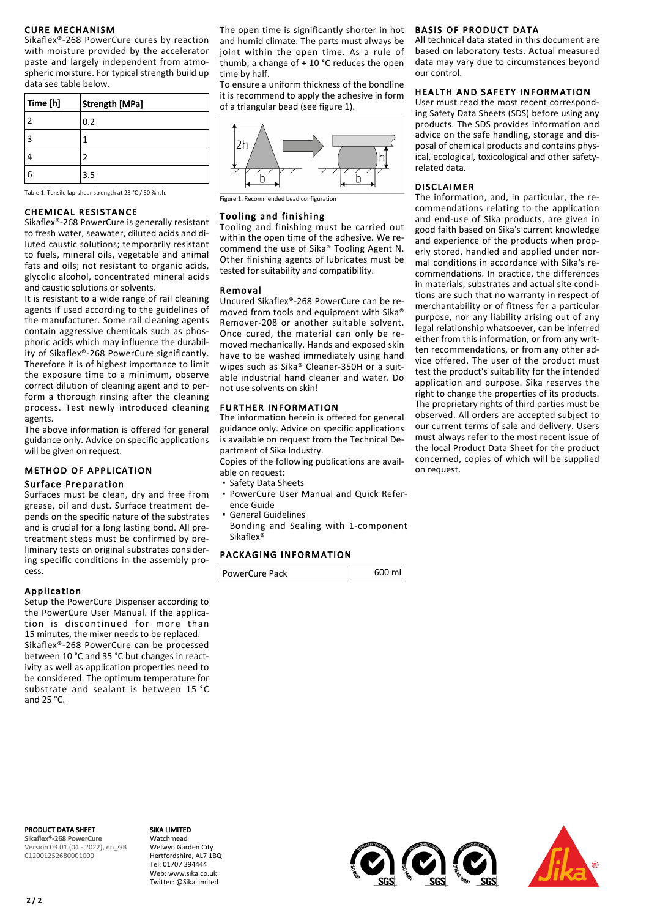## CURE MECHANISM

Sikaflex®-268 PowerCure cures by reaction with moisture provided by the accelerator paste and largely independent from atmospheric moisture. For typical strength build up data see table below.

| Time [h] | Strength [MPa] |
|---|---|
| 2 | 0.2 |
| 3 | 1 |
| 4 | 2 |
| 6 | 3.5 |

Table 1: Tensile lap-shear strength at 23 °C / 50 % r.h.

## CHEMICAL RESISTANCE

Sikaflex®-268 PowerCure is generally resistant to fresh water, seawater, diluted acids and diluted caustic solutions; temporarily resistant to fuels, mineral oils, vegetable and animal fats and oils; not resistant to organic acids, glycolic alcohol, concentrated mineral acids and caustic solutions or solvents.

It is resistant to a wide range of rail cleaning agents if used according to the guidelines of the manufacturer. Some rail cleaning agents contain aggressive chemicals such as phosphoric acids which may influence the durability of Sikaflex®-268 PowerCure significantly. Therefore it is of highest importance to limit the exposure time to a minimum, observe correct dilution of cleaning agent and to perform a thorough rinsing after the cleaning process. Test newly introduced cleaning agents.

The above information is offered for general guidance only. Advice on specific applications will be given on request.

## METHOD OF APPLICATION

### Surface Preparation

Surfaces must be clean, dry and free from grease, oil and dust. Surface treatment depends on the specific nature of the substrates and is crucial for a long lasting bond. All pretreatment steps must be confirmed by preliminary tests on original substrates considering specific conditions in the assembly process.

### Application

Setup the PowerCure Dispenser according to the PowerCure User Manual. If the application is discontinued for more than 15 minutes, the mixer needs to be replaced.

Sikaflex®-268 PowerCure can be processed between 10 °C and 35 °C but changes in reactivity as well as application properties need to be considered. The optimum temperature for substrate and sealant is between 15 °C and 25 °C.

The open time is significantly shorter in hot and humid climate. The parts must always be joint within the open time. As a rule of thumb, a change of + 10 °C reduces the open time by half.

To ensure a uniform thickness of the bondline it is recommend to apply the adhesive in form of a triangular bead (see figure 1).

2h
h
b
b

Figure 1: Recommended bead configuration

### Tooling and finishing

Tooling and finishing must be carried out within the open time of the adhesive. We recommend the use of Sika® Tooling Agent N. Other finishing agents of lubricates must be tested for suitability and compatibility.

### Removal

Uncured Sikaflex®-268 PowerCure can be removed from tools and equipment with Sika® Remover-208 or another suitable solvent. Once cured, the material can only be removed mechanically. Hands and exposed skin have to be washed immediately using hand wipes such as Sika® Cleaner-350H or a suitable industrial hand cleaner and water. Do not use solvents on skin!

## FURTHER INFORMATION

The information herein is offered for general guidance only. Advice on specific applications is available on request from the Technical Department of Sika Industry.

Copies of the following publications are available on request:

- Safety Data Sheets
- PowerCure User Manual and Quick Reference Guide
- General Guidelines
  Bonding and Sealing with 1-component Sikaflex®

## PACKAGING INFORMATION

| | |
|---|---|
| PowerCure Pack | 600 ml |

## BASIS OF PRODUCT DATA

All technical data stated in this document are based on laboratory tests. Actual measured data may vary due to circumstances beyond our control.

## HEALTH AND SAFETY INFORMATION

User must read the most recent corresponding Safety Data Sheets (SDS) before using any products. The SDS provides information and advice on the safe handling, storage and disposal of chemical products and contains physical, ecological, toxicological and other safety-related data.

## DISCLAIMER

The information, and, in particular, the recommendations relating to the application and end-use of Sika products, are given in good faith based on Sika's current knowledge and experience of the products when properly stored, handled and applied under normal conditions in accordance with Sika's recommendations. In practice, the differences in materials, substrates and actual site conditions are such that no warranty in respect of merchantability or of fitness for a particular purpose, nor any liability arising out of any legal relationship whatsoever, can be inferred either from this information, or from any written recommendations, or from any other advice offered. The user of the product must test the product's suitability for the intended application and purpose. Sika reserves the right to change the properties of its products. The proprietary rights of third parties must be observed. All orders are accepted subject to our current terms of sale and delivery. Users must always refer to the most recent issue of the local Product Data Sheet for the product concerned, copies of which will be supplied on request.

**PRODUCT DATA SHEET**
**Sikaflex®-268 PowerCure**
Version 03.01 (04 - 2022), en_GB
012001252680001000

**SIKA LIMITED**
Watchmead
Welwyn Garden City
Hertfordshire, AL7 1BQ
Tel: 01707 394444
Web: www.sika.co.uk
Twitter: @SikaLimited